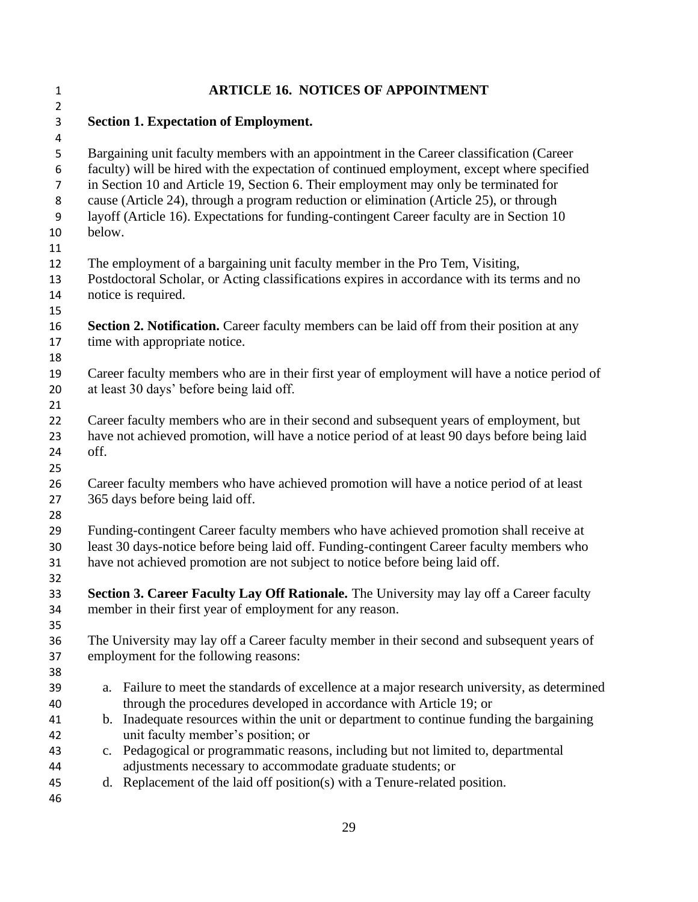# ARTICLE 16. NOTICES OF APPOINTMENT

**Section 1. Expectation of Employment.**

Bargaining unit faculty members with an appointment in the Career classification (Career faculty) will be hired with the expectation of continued employment, except where specified in Section 10 and Article 19, Section 6. Their employment may only be terminated for cause (Article 24), through a program reduction or elimination (Article 25), or through layoff (Article 16). Expectations for funding-contingent Career faculty are in Section 10 below.

The employment of a bargaining unit faculty member in the Pro Tem, Visiting, Postdoctoral Scholar, or Acting classifications expires in accordance with its terms and no notice is required.

**Section 2. Notification.** Career faculty members can be laid off from their position at any time with appropriate notice.

Career faculty members who are in their first year of employment will have a notice period of at least 30 days' before being laid off.

Career faculty members who are in their second and subsequent years of employment, but have not achieved promotion, will have a notice period of at least 90 days before being laid off.

Career faculty members who have achieved promotion will have a notice period of at least 365 days before being laid off.

Funding-contingent Career faculty members who have achieved promotion shall receive at least 30 days-notice before being laid off. Funding-contingent Career faculty members who have not achieved promotion are not subject to notice before being laid off.

**Section 3. Career Faculty Lay Off Rationale.** The University may lay off a Career faculty member in their first year of employment for any reason.

The University may lay off a Career faculty member in their second and subsequent years of employment for the following reasons:

a. Failure to meet the standards of excellence at a major research university, as determined through the procedures developed in accordance with Article 19; or
b. Inadequate resources within the unit or department to continue funding the bargaining unit faculty member's position; or
c. Pedagogical or programmatic reasons, including but not limited to, departmental adjustments necessary to accommodate graduate students; or
d. Replacement of the laid off position(s) with a Tenure-related position.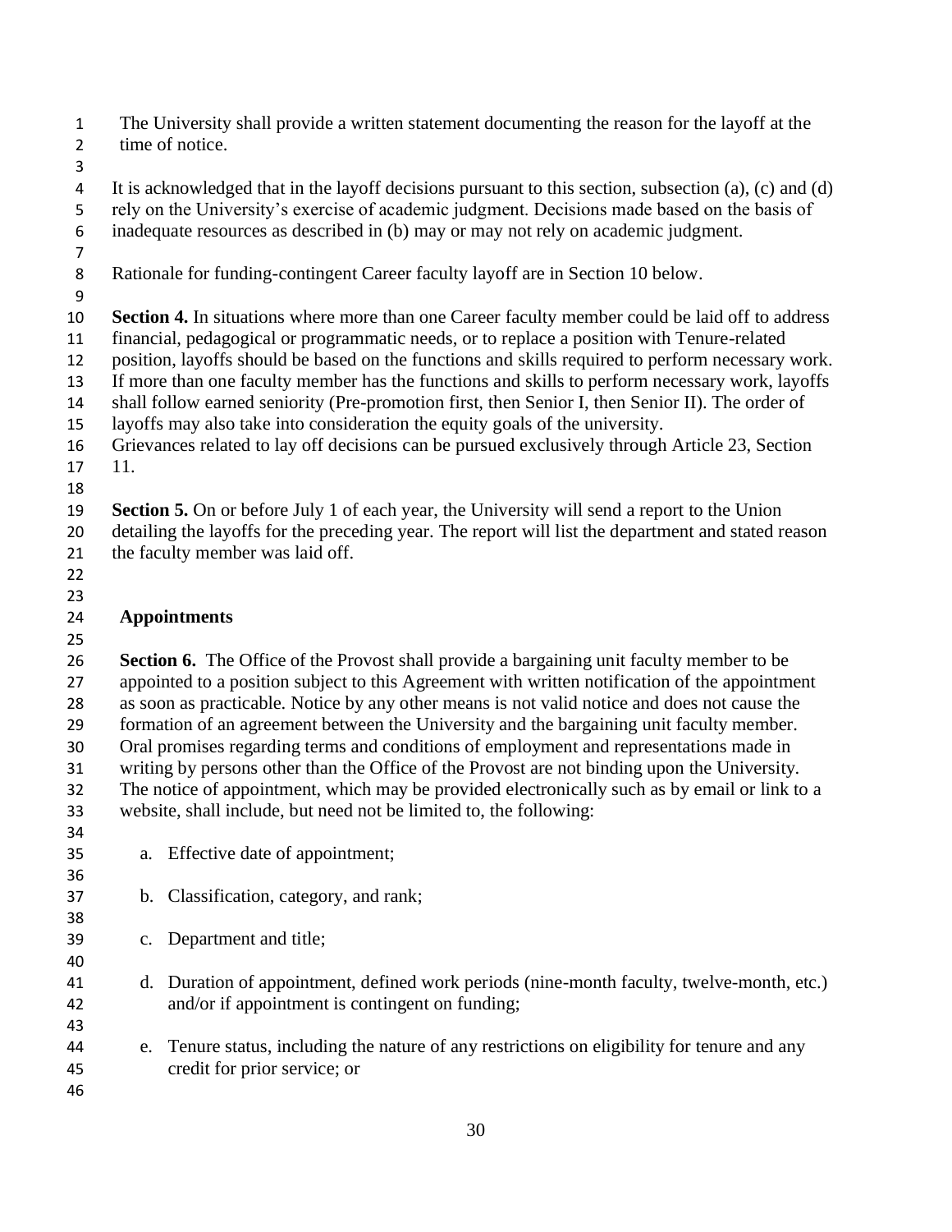The University shall provide a written statement documenting the reason for the layoff at the time of notice.

It is acknowledged that in the layoff decisions pursuant to this section, subsection (a), (c) and (d) rely on the University's exercise of academic judgment. Decisions made based on the basis of inadequate resources as described in (b) may or may not rely on academic judgment.

Rationale for funding-contingent Career faculty layoff are in Section 10 below.

**Section 4.** In situations where more than one Career faculty member could be laid off to address financial, pedagogical or programmatic needs, or to replace a position with Tenure-related position, layoffs should be based on the functions and skills required to perform necessary work. If more than one faculty member has the functions and skills to perform necessary work, layoffs shall follow earned seniority (Pre-promotion first, then Senior I, then Senior II). The order of layoffs may also take into consideration the equity goals of the university.
Grievances related to lay off decisions can be pursued exclusively through Article 23, Section 11.

**Section 5.** On or before July 1 of each year, the University will send a report to the Union detailing the layoffs for the preceding year. The report will list the department and stated reason the faculty member was laid off.

## Appointments

**Section 6.** The Office of the Provost shall provide a bargaining unit faculty member to be appointed to a position subject to this Agreement with written notification of the appointment as soon as practicable. Notice by any other means is not valid notice and does not cause the formation of an agreement between the University and the bargaining unit faculty member. Oral promises regarding terms and conditions of employment and representations made in writing by persons other than the Office of the Provost are not binding upon the University. The notice of appointment, which may be provided electronically such as by email or link to a website, shall include, but need not be limited to, the following:

a. Effective date of appointment;

b. Classification, category, and rank;

c. Department and title;

d. Duration of appointment, defined work periods (nine-month faculty, twelve-month, etc.) and/or if appointment is contingent on funding;

e. Tenure status, including the nature of any restrictions on eligibility for tenure and any credit for prior service; or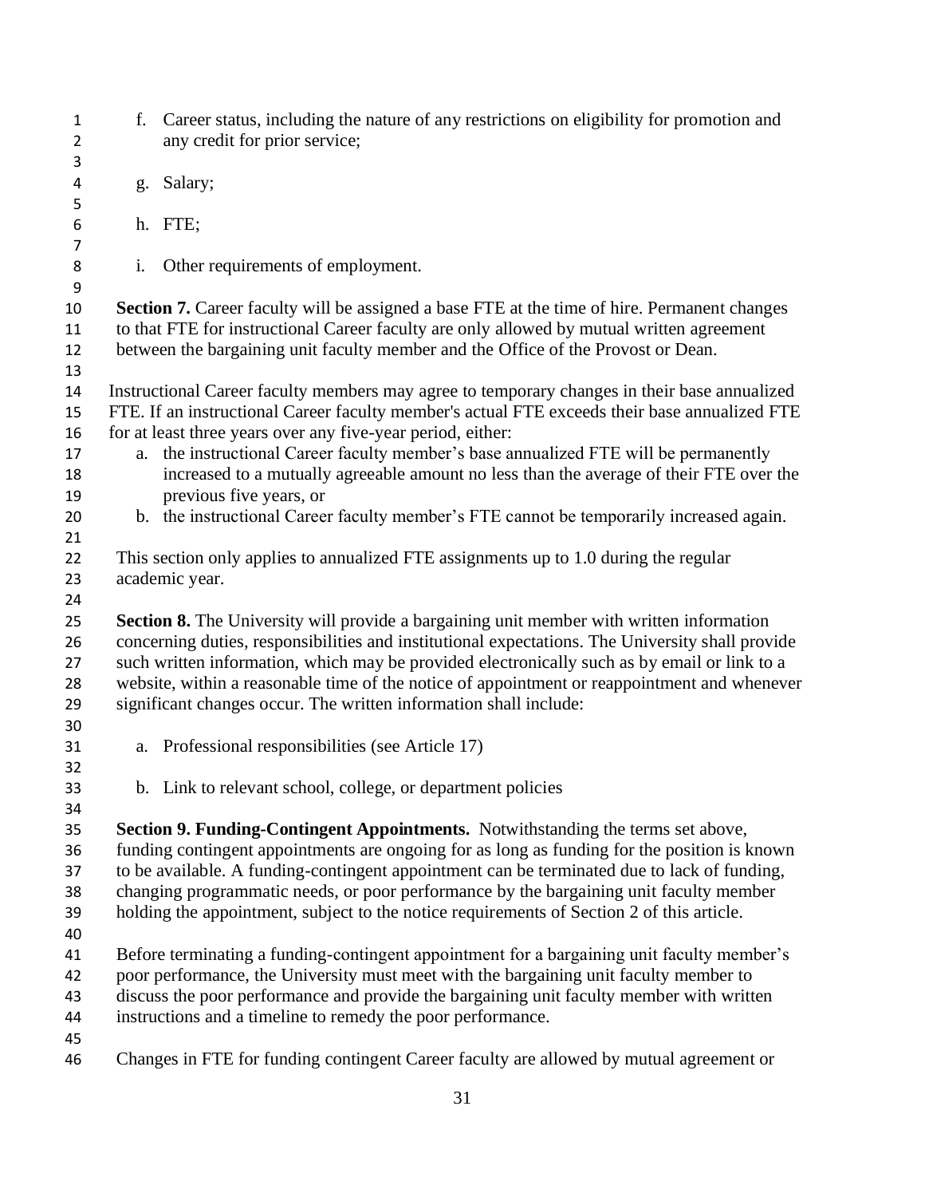f. Career status, including the nature of any restrictions on eligibility for promotion and any credit for prior service;

g. Salary;

h. FTE;

i. Other requirements of employment.

**Section 7.** Career faculty will be assigned a base FTE at the time of hire. Permanent changes to that FTE for instructional Career faculty are only allowed by mutual written agreement between the bargaining unit faculty member and the Office of the Provost or Dean.

Instructional Career faculty members may agree to temporary changes in their base annualized FTE. If an instructional Career faculty member's actual FTE exceeds their base annualized FTE for at least three years over any five-year period, either:

a. the instructional Career faculty member's base annualized FTE will be permanently increased to a mutually agreeable amount no less than the average of their FTE over the previous five years, or
b. the instructional Career faculty member's FTE cannot be temporarily increased again.

This section only applies to annualized FTE assignments up to 1.0 during the regular academic year.

**Section 8.** The University will provide a bargaining unit member with written information concerning duties, responsibilities and institutional expectations. The University shall provide such written information, which may be provided electronically such as by email or link to a website, within a reasonable time of the notice of appointment or reappointment and whenever significant changes occur. The written information shall include:

a. Professional responsibilities (see Article 17)

b. Link to relevant school, college, or department policies

**Section 9. Funding-Contingent Appointments.** Notwithstanding the terms set above, funding contingent appointments are ongoing for as long as funding for the position is known to be available. A funding-contingent appointment can be terminated due to lack of funding, changing programmatic needs, or poor performance by the bargaining unit faculty member holding the appointment, subject to the notice requirements of Section 2 of this article.

Before terminating a funding-contingent appointment for a bargaining unit faculty member's poor performance, the University must meet with the bargaining unit faculty member to discuss the poor performance and provide the bargaining unit faculty member with written instructions and a timeline to remedy the poor performance.

Changes in FTE for funding contingent Career faculty are allowed by mutual agreement or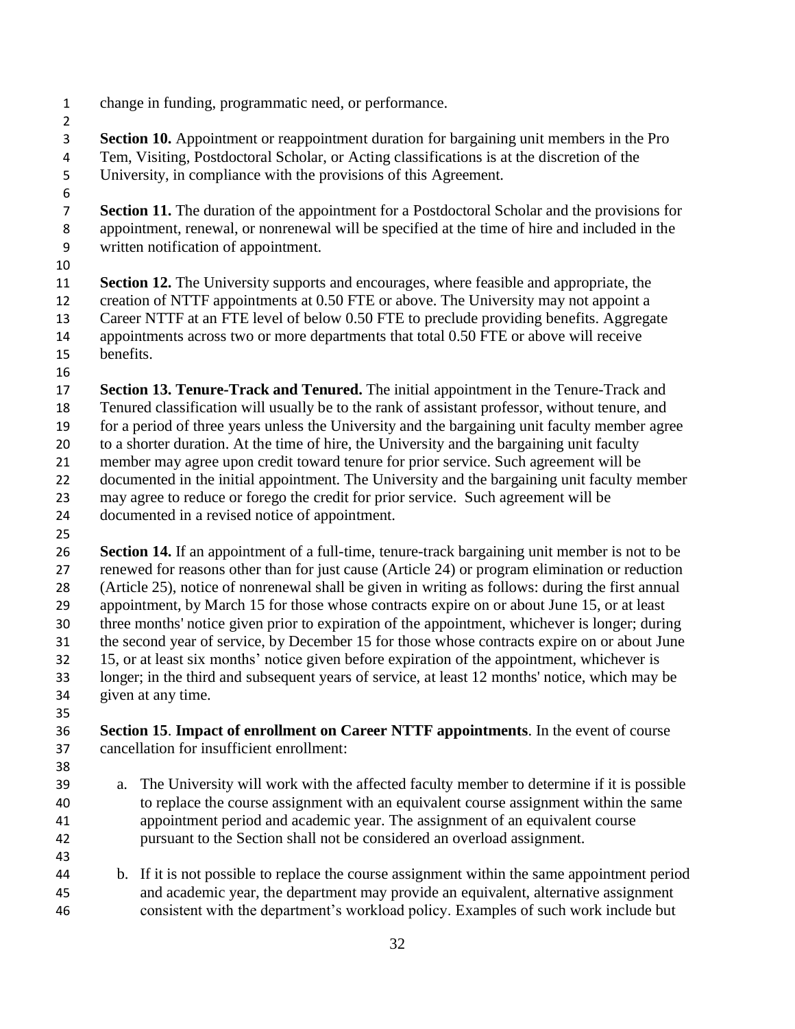change in funding, programmatic need, or performance.

**Section 10.** Appointment or reappointment duration for bargaining unit members in the Pro Tem, Visiting, Postdoctoral Scholar, or Acting classifications is at the discretion of the University, in compliance with the provisions of this Agreement.

**Section 11.** The duration of the appointment for a Postdoctoral Scholar and the provisions for appointment, renewal, or nonrenewal will be specified at the time of hire and included in the written notification of appointment.

**Section 12.** The University supports and encourages, where feasible and appropriate, the creation of NTTF appointments at 0.50 FTE or above. The University may not appoint a Career NTTF at an FTE level of below 0.50 FTE to preclude providing benefits. Aggregate appointments across two or more departments that total 0.50 FTE or above will receive benefits.

**Section 13. Tenure-Track and Tenured.** The initial appointment in the Tenure-Track and Tenured classification will usually be to the rank of assistant professor, without tenure, and for a period of three years unless the University and the bargaining unit faculty member agree to a shorter duration. At the time of hire, the University and the bargaining unit faculty member may agree upon credit toward tenure for prior service. Such agreement will be documented in the initial appointment. The University and the bargaining unit faculty member may agree to reduce or forego the credit for prior service. Such agreement will be documented in a revised notice of appointment.

**Section 14.** If an appointment of a full-time, tenure-track bargaining unit member is not to be renewed for reasons other than for just cause (Article 24) or program elimination or reduction (Article 25), notice of nonrenewal shall be given in writing as follows: during the first annual appointment, by March 15 for those whose contracts expire on or about June 15, or at least three months' notice given prior to expiration of the appointment, whichever is longer; during the second year of service, by December 15 for those whose contracts expire on or about June 15, or at least six months' notice given before expiration of the appointment, whichever is longer; in the third and subsequent years of service, at least 12 months' notice, which may be given at any time.

**Section 15**. **Impact of enrollment on Career NTTF appointments**. In the event of course cancellation for insufficient enrollment:

a. The University will work with the affected faculty member to determine if it is possible to replace the course assignment with an equivalent course assignment within the same appointment period and academic year. The assignment of an equivalent course pursuant to the Section shall not be considered an overload assignment.

b. If it is not possible to replace the course assignment within the same appointment period and academic year, the department may provide an equivalent, alternative assignment consistent with the department's workload policy. Examples of such work include but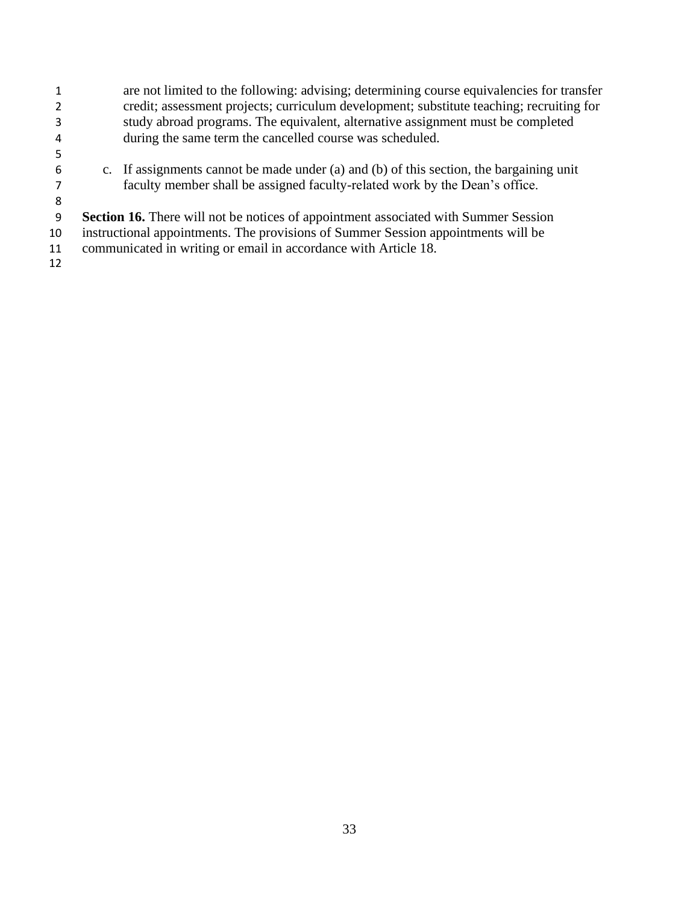are not limited to the following: advising; determining course equivalencies for transfer credit; assessment projects; curriculum development; substitute teaching; recruiting for study abroad programs. The equivalent, alternative assignment must be completed during the same term the cancelled course was scheduled.

c. If assignments cannot be made under (a) and (b) of this section, the bargaining unit faculty member shall be assigned faculty-related work by the Dean's office.

**Section 16.** There will not be notices of appointment associated with Summer Session instructional appointments. The provisions of Summer Session appointments will be communicated in writing or email in accordance with Article 18.